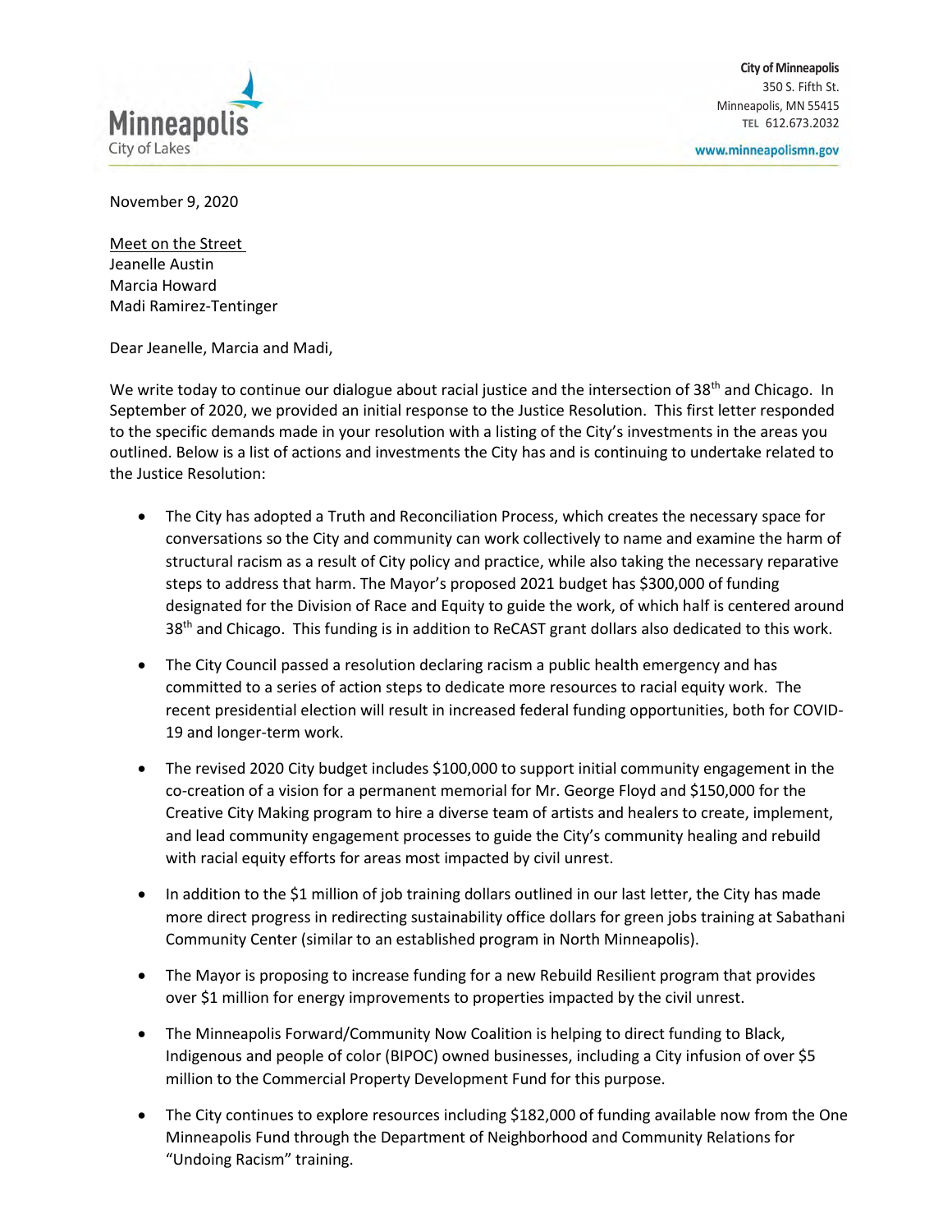City of Minneapolis
350 S. Fifth St.
Minneapolis, MN 55415
TEL 612.673.2032

www.minneapolismn.gov

November 9, 2020

Meet on the Street
Jeanelle Austin
Marcia Howard
Madi Ramirez-Tentinger

Dear Jeanelle, Marcia and Madi,

We write today to continue our dialogue about racial justice and the intersection of 38th and Chicago. In September of 2020, we provided an initial response to the Justice Resolution. This first letter responded to the specific demands made in your resolution with a listing of the City's investments in the areas you outlined. Below is a list of actions and investments the City has and is continuing to undertake related to the Justice Resolution:

- The City has adopted a Truth and Reconciliation Process, which creates the necessary space for conversations so the City and community can work collectively to name and examine the harm of structural racism as a result of City policy and practice, while also taking the necessary reparative steps to address that harm. The Mayor's proposed 2021 budget has $300,000 of funding designated for the Division of Race and Equity to guide the work, of which half is centered around 38th and Chicago. This funding is in addition to ReCAST grant dollars also dedicated to this work.

- The City Council passed a resolution declaring racism a public health emergency and has committed to a series of action steps to dedicate more resources to racial equity work. The recent presidential election will result in increased federal funding opportunities, both for COVID-19 and longer-term work.

- The revised 2020 City budget includes $100,000 to support initial community engagement in the co-creation of a vision for a permanent memorial for Mr. George Floyd and $150,000 for the Creative City Making program to hire a diverse team of artists and healers to create, implement, and lead community engagement processes to guide the City's community healing and rebuild with racial equity efforts for areas most impacted by civil unrest.

- In addition to the $1 million of job training dollars outlined in our last letter, the City has made more direct progress in redirecting sustainability office dollars for green jobs training at Sabathani Community Center (similar to an established program in North Minneapolis).

- The Mayor is proposing to increase funding for a new Rebuild Resilient program that provides over $1 million for energy improvements to properties impacted by the civil unrest.

- The Minneapolis Forward/Community Now Coalition is helping to direct funding to Black, Indigenous and people of color (BIPOC) owned businesses, including a City infusion of over $5 million to the Commercial Property Development Fund for this purpose.

- The City continues to explore resources including $182,000 of funding available now from the One Minneapolis Fund through the Department of Neighborhood and Community Relations for "Undoing Racism" training.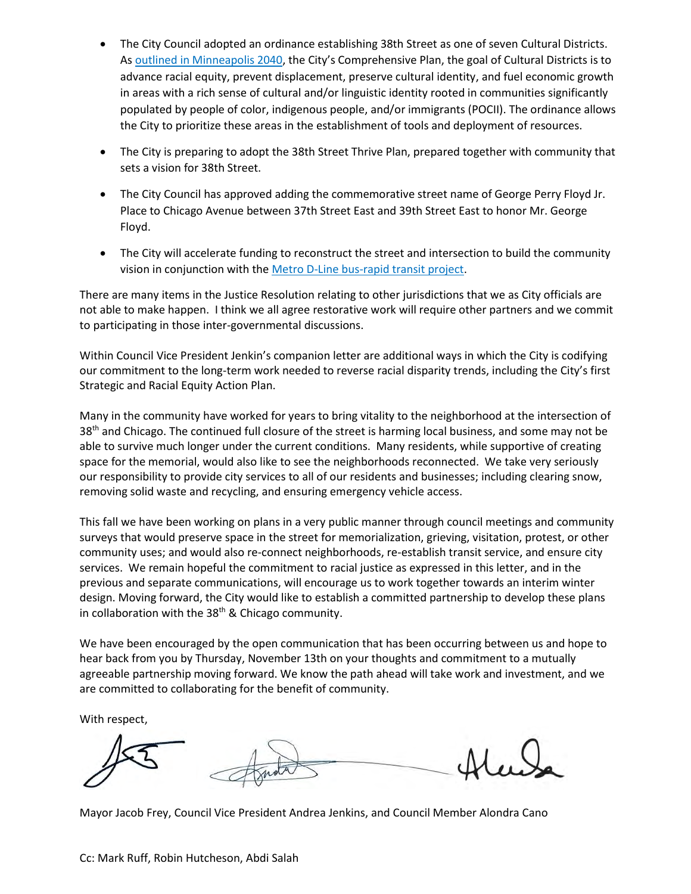- The City Council adopted an ordinance establishing 38th Street as one of seven Cultural Districts. As [outlined in Minneapolis 2040](), the City's Comprehensive Plan, the goal of Cultural Districts is to advance racial equity, prevent displacement, preserve cultural identity, and fuel economic growth in areas with a rich sense of cultural and/or linguistic identity rooted in communities significantly populated by people of color, indigenous people, and/or immigrants (POCII). The ordinance allows the City to prioritize these areas in the establishment of tools and deployment of resources.

- The City is preparing to adopt the 38th Street Thrive Plan, prepared together with community that sets a vision for 38th Street.

- The City Council has approved adding the commemorative street name of George Perry Floyd Jr. Place to Chicago Avenue between 37th Street East and 39th Street East to honor Mr. George Floyd.

- The City will accelerate funding to reconstruct the street and intersection to build the community vision in conjunction with the [Metro D-Line bus-rapid transit project]().

There are many items in the Justice Resolution relating to other jurisdictions that we as City officials are not able to make happen. I think we all agree restorative work will require other partners and we commit to participating in those inter-governmental discussions.

Within Council Vice President Jenkin's companion letter are additional ways in which the City is codifying our commitment to the long-term work needed to reverse racial disparity trends, including the City's first Strategic and Racial Equity Action Plan.

Many in the community have worked for years to bring vitality to the neighborhood at the intersection of 38th and Chicago. The continued full closure of the street is harming local business, and some may not be able to survive much longer under the current conditions. Many residents, while supportive of creating space for the memorial, would also like to see the neighborhoods reconnected. We take very seriously our responsibility to provide city services to all of our residents and businesses; including clearing snow, removing solid waste and recycling, and ensuring emergency vehicle access.

This fall we have been working on plans in a very public manner through council meetings and community surveys that would preserve space in the street for memorialization, grieving, visitation, protest, or other community uses; and would also re-connect neighborhoods, re-establish transit service, and ensure city services. We remain hopeful the commitment to racial justice as expressed in this letter, and in the previous and separate communications, will encourage us to work together towards an interim winter design. Moving forward, the City would like to establish a committed partnership to develop these plans in collaboration with the 38th & Chicago community.

We have been encouraged by the open communication that has been occurring between us and hope to hear back from you by Thursday, November 13th on your thoughts and commitment to a mutually agreeable partnership moving forward. We know the path ahead will take work and investment, and we are committed to collaborating for the benefit of community.

With respect,

Mayor Jacob Frey, Council Vice President Andrea Jenkins, and Council Member Alondra Cano

Cc: Mark Ruff, Robin Hutcheson, Abdi Salah